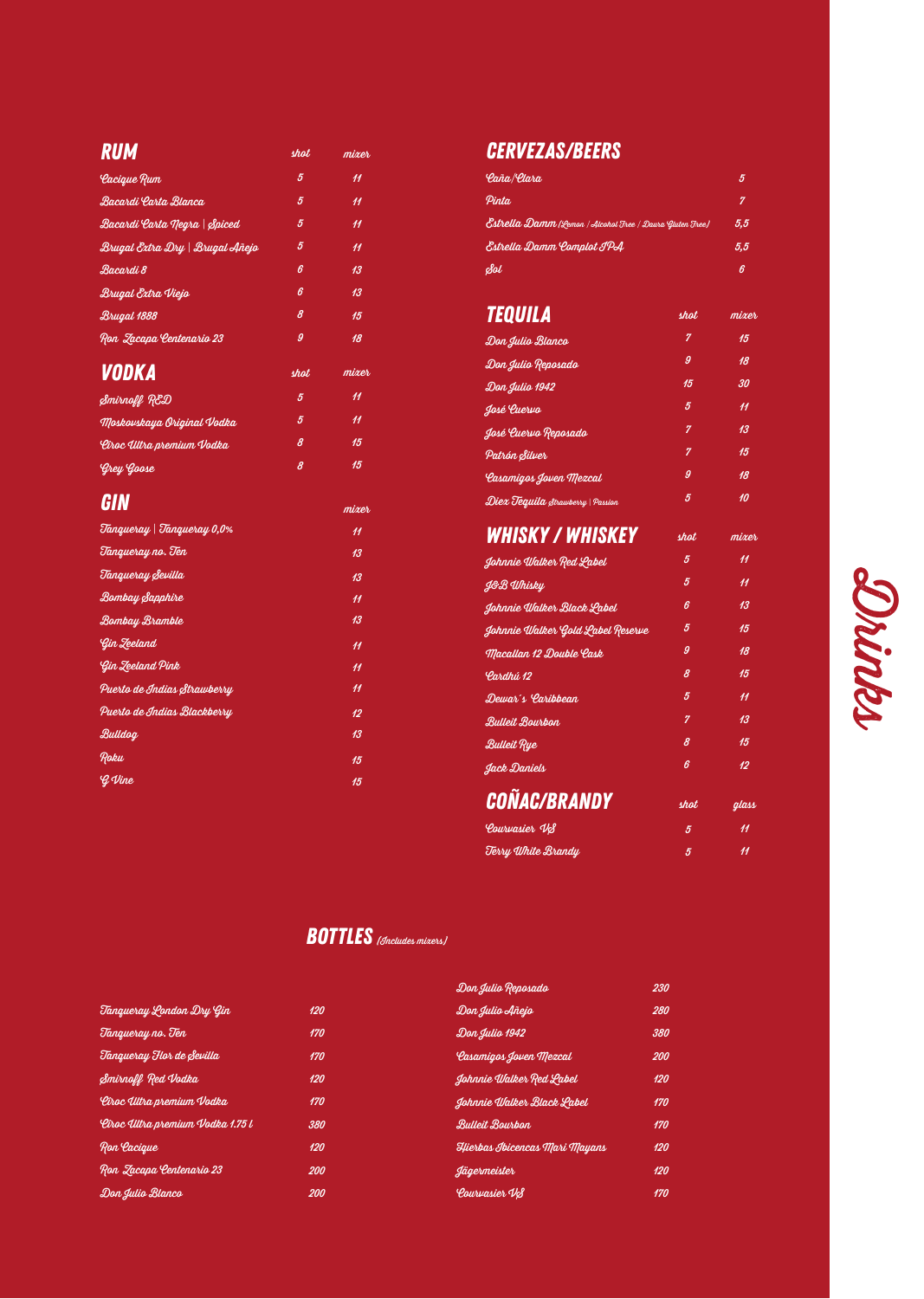# Drinks

## RUM

| RUM | shot | mixer |
|---|---|---|
| Cacique Rum | 5 | 11 |
| Bacardi Carta Blanca | 5 | 11 |
| Bacardi Carta Negra \| Spiced | 5 | 11 |
| Brugal Extra Dry \| Brugal Añejo | 5 | 11 |
| Bacardi 8 | 6 | 13 |
| Brugal Extra Viejo | 6 | 13 |
| Brugal 1888 | 8 | 15 |
| Ron Zacapa Centenario 23 | 9 | 18 |

## VODKA

| VODKA | shot | mixer |
|---|---|---|
| Smirnoff RED | 5 | 11 |
| Moskovskaya Original Vodka | 5 | 11 |
| Cîroc Ultra premium Vodka | 8 | 15 |
| Grey Goose | 8 | 15 |

## GIN

| GIN | mixer |
|---|---|
| Tanqueray \| Tanqueray 0,0% | 11 |
| Tanqueray no. Ten | 13 |
| Tanqueray Sevilla | 13 |
| Bombay Sapphire | 11 |
| Bombay Bramble | 13 |
| Gin Zeeland | 11 |
| Gin Zeeland Pink | 11 |
| Puerto de Indias Strawberry | 11 |
| Puerto de Indias Blackberry | 12 |
| Bulldog | 13 |
| Roku | 15 |
| G Vine | 15 |

## CERVEZAS/BEERS

| CERVEZAS/BEERS | |
|---|---|
| Caña/Clara | 5 |
| Pinta | 7 |
| Estrella Damm (Lemon / Alcohol Free / Daura Gluten Free) | 5,5 |
| Estrella Damm Complot IPA | 5,5 |
| Sol | 6 |

## TEQUILA

| TEQUILA | shot | mixer |
|---|---|---|
| Don Julio Blanco | 7 | 15 |
| Don Julio Reposado | 9 | 18 |
| Don Julio 1942 | 15 | 30 |
| José Cuervo | 5 | 11 |
| José Cuervo Reposado | 7 | 13 |
| Patrón Silver | 7 | 15 |
| Casamigos Joven Mezcal | 9 | 18 |
| Diez Tequila Strawberry \| Passion | 5 | 10 |

## WHISKY / WHISKEY

| WHISKY / WHISKEY | shot | mixer |
|---|---|---|
| Johnnie Walker Red Label | 5 | 11 |
| J&B Whisky | 5 | 11 |
| Johnnie Walker Black Label | 6 | 13 |
| Johnnie Walker Gold Label Reserve | 5 | 15 |
| Macallan 12 Double Cask | 9 | 18 |
| Cardhú 12 | 8 | 15 |
| Dewar´s Caribbean | 5 | 11 |
| Bulleit Bourbon | 7 | 13 |
| Bulleit Rye | 8 | 15 |
| Jack Daniels | 6 | 12 |

## COÑAC/BRANDY

| COÑAC/BRANDY | shot | glass |
|---|---|---|
| Courvasier VS | 5 | 11 |
| Terry White Brandy | 5 | 11 |

## BOTTLES (Includes mixers)

| Bottle | Price |
|---|---|
| Tanqueray London Dry Gin | 120 |
| Tanqueray no. Ten | 170 |
| Tanqueray Flor de Sevilla | 170 |
| Smirnoff Red Vodka | 120 |
| Cîroc Ultra premium Vodka | 170 |
| Cîroc Ultra premium Vodka 1.75 l | 380 |
| Ron Cacique | 120 |
| Ron Zacapa Centenario 23 | 200 |
| Don Julio Blanco | 200 |
| Don Julio Reposado | 230 |
| Don Julio Añejo | 280 |
| Don Julio 1942 | 380 |
| Casamigos Joven Mezcal | 200 |
| Johnnie Walker Red Label | 120 |
| Johnnie Walker Black Label | 170 |
| Bulleit Bourbon | 170 |
| Hierbas Ibicencas Mari Mayans | 120 |
| Jägermeister | 120 |
| Courvasier VS | 170 |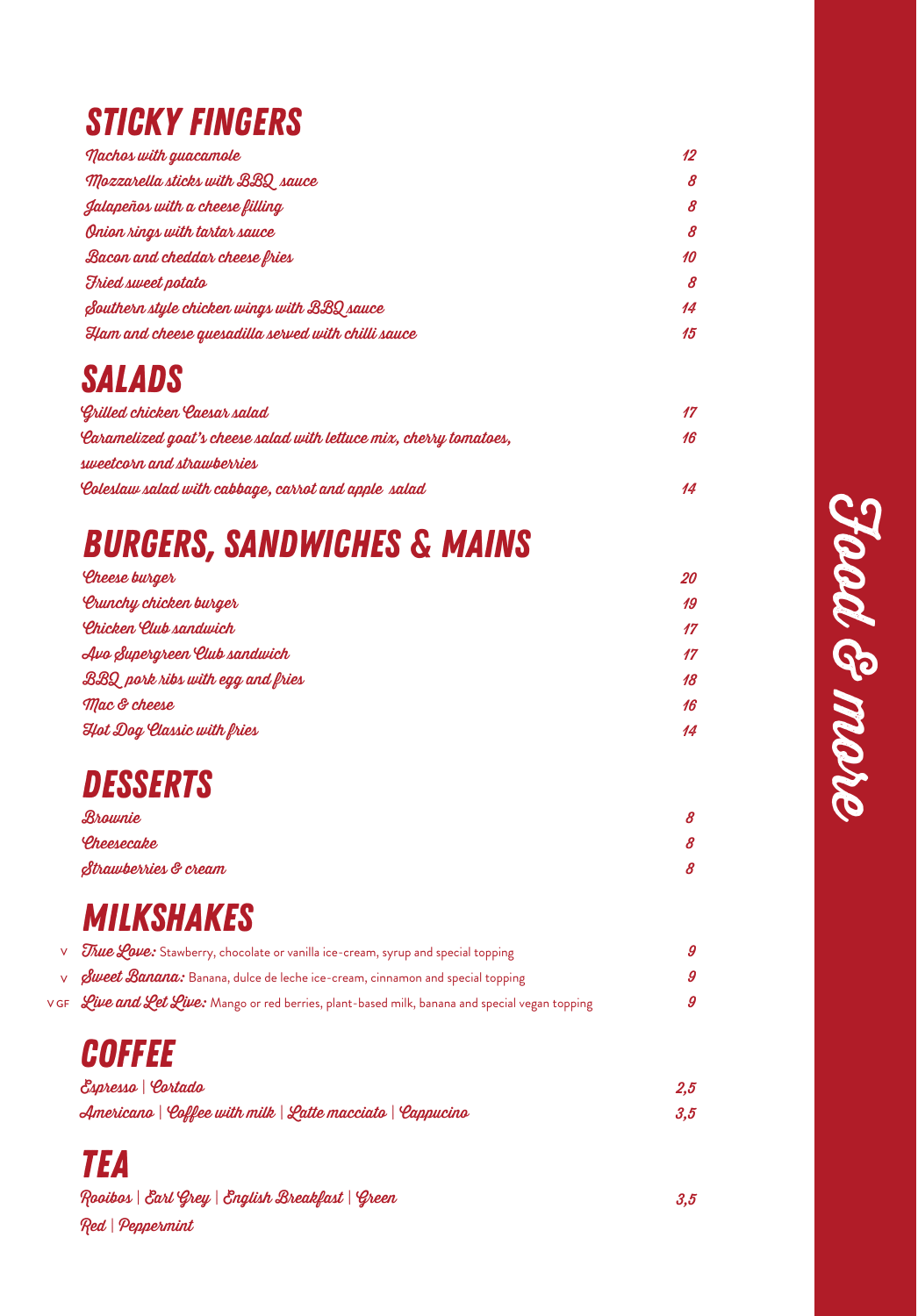# Food & more

## STICKY FINGERS

| | |
|---|---|
| Nachos with guacamole | 12 |
| Mozzarella sticks with BBQ sauce | 8 |
| Jalapeños with a cheese filling | 8 |
| Onion rings with tartar sauce | 8 |
| Bacon and cheddar cheese fries | 10 |
| Fried sweet potato | 8 |
| Southern style chicken wings with BBQ sauce | 14 |
| Ham and cheese quesadilla served with chilli sauce | 15 |

## SALADS

| | |
|---|---|
| Grilled chicken Caesar salad | 17 |
| Caramelized goat's cheese salad with lettuce mix, cherry tomatoes, sweetcorn and strawberries | 16 |
| Coleslaw salad with cabbage, carrot and apple salad | 14 |

## BURGERS, SANDWICHES & MAINS

| | |
|---|---|
| Cheese burger | 20 |
| Crunchy chicken burger | 19 |
| Chicken Club sandwich | 17 |
| Avo Supergreen Club sandwich | 17 |
| BBQ pork ribs with egg and fries | 18 |
| Mac & cheese | 16 |
| Hot Dog Classic with fries | 14 |

## DESSERTS

| | |
|---|---|
| Brownie | 8 |
| Cheesecake | 8 |
| Strawberries & cream | 8 |

## MILKSHAKES

| | | |
|---|---|---|
| V | **True Love:** Stawberry, chocolate or vanilla ice-cream, syrup and special topping | 9 |
| V | **Sweet Banana:** Banana, dulce de leche ice-cream, cinnamon and special topping | 9 |
| V GF | **Live and Let Live:** Mango or red berries, plant-based milk, banana and special vegan topping | 9 |

## COFFEE

| | |
|---|---|
| Espresso \| Cortado | 2,5 |
| Americano \| Coffee with milk \| Latte macciato \| Cappucino | 3,5 |

## TEA

| | |
|---|---|
| Rooibos \| Earl Grey \| English Breakfast \| Green Red \| Peppermint | 3,5 |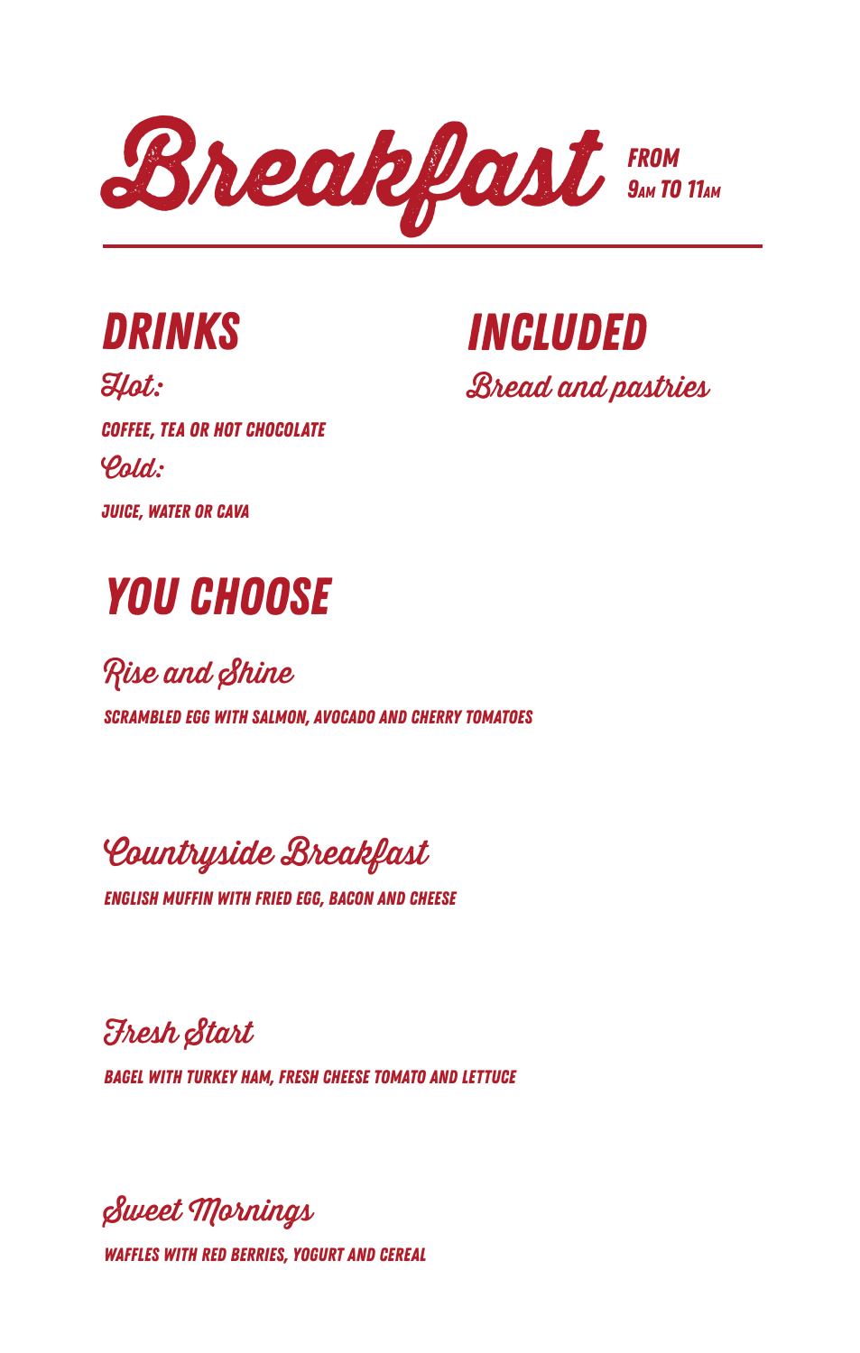# Breakfast

**FROM 9AM TO 11AM**

## DRINKS

### Hot:

COFFEE, TEA OR HOT CHOCOLATE

### Cold:

JUICE, WATER OR CAVA

## INCLUDED

### Bread and pastries

## YOU CHOOSE

### Rise and Shine

SCRAMBLED EGG WITH SALMON, AVOCADO AND CHERRY TOMATOES

### Countryside Breakfast

ENGLISH MUFFIN WITH FRIED EGG, BACON AND CHEESE

### Fresh Start

BAGEL WITH TURKEY HAM, FRESH CHEESE TOMATO AND LETTUCE

### Sweet Mornings

WAFFLES WITH RED BERRIES, YOGURT AND CEREAL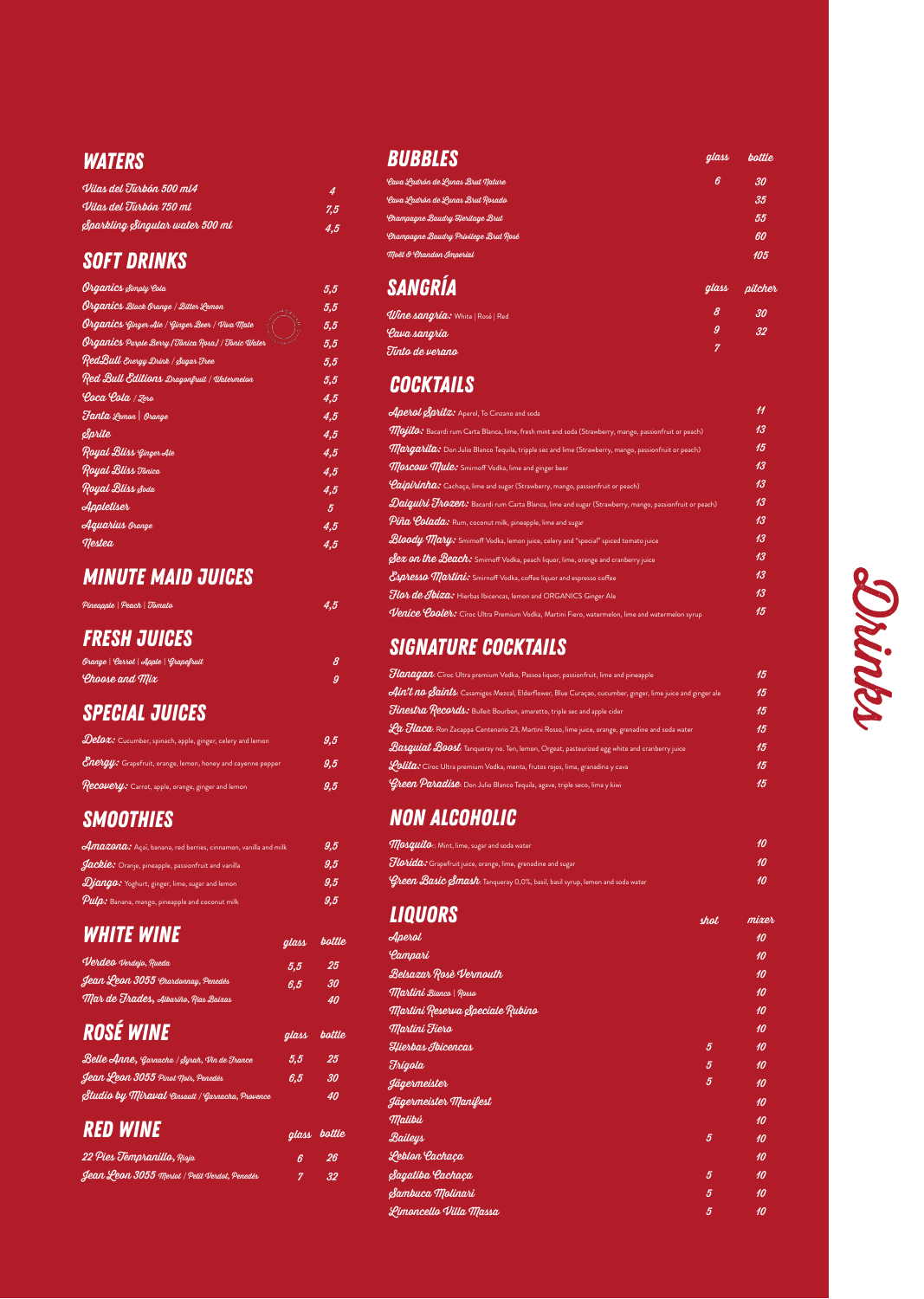# Drinks

## WATERS

| | |
|---|---|
| Vilas del Turbón 500 ml4 | 4 |
| Vilas del Turbón 750 ml | 7,5 |
| Sparkling Singular water 500 ml | 4,5 |

## SOFT DRINKS

| | |
|---|---|
| Organics Simply Cola | 5,5 |
| Organics Black Orange / Bitter Lemon | 5,5 |
| Organics Ginger Ale / Ginger Beer / Viva Mate | 5,5 |
| Organics Purple Berry (Tónica Rosa) / Tonic Water | 5,5 |
| RedBull Energy Drink / Sugar Free | 5,5 |
| Red Bull Editions Dragonfruit / Watermelon | 5,5 |
| Coca Cola / Zero | 4,5 |
| Fanta Lemon \| Orange | 4,5 |
| Sprite | 4,5 |
| Royal Bliss Ginger Ale | 4,5 |
| Royal Bliss Tónica | 4,5 |
| Royal Bliss Soda | 4,5 |
| Appletiser | 5 |
| Aquarius Orange | 4,5 |
| Nestea | 4,5 |

## MINUTE MAID JUICES

| | |
|---|---|
| Pineapple \| Peach \| Tomato | 4,5 |

## FRESH JUICES

| | |
|---|---|
| Orange \| Carrot \| Apple \| Grapefruit | 8 |
| Choose and Mix | 9 |

## SPECIAL JUICES

| | |
|---|---|
| **Detox:** Cucumber, spinach, apple, ginger, celery and lemon | 9,5 |
| **Energy:** Grapefruit, orange, lemon, honey and cayenne pepper | 9,5 |
| **Recovery:** Carrot, apple, orange, ginger and lemon | 9,5 |

## SMOOTHIES

| | |
|---|---|
| **Amazona:** Açai, banana, red berries, cinnamon, vanilla and milk | 9,5 |
| **Jackie:** Oranje, pineapple, passionfruit and vanilla | 9,5 |
| **Django:** Yoghurt, ginger, lime, sugar and lemon | 9,5 |
| **Pulp:** Banana, mango, pineapple and coconut milk | 9,5 |

## WHITE WINE

| | glass | bottle |
|---|---|---|
| Verdeo Verdejo, Rueda | 5,5 | 25 |
| Jean Leon 3055 Chardonnay, Penedés | 6,5 | 30 |
| Mar de Frades, Albariño, Rías Baixas | | 40 |

## ROSÉ WINE

| | glass | bottle |
|---|---|---|
| Belle Anne, Garnacha / Syrah, Vin de France | 5,5 | 25 |
| Jean Leon 3055 Pinot Noir, Penedés | 6,5 | 30 |
| Studio by Miraval Cinsault / Garnacha, Provence | | 40 |

## RED WINE

| | glass | bottle |
|---|---|---|
| 22 Pies Tempranillo, Rioja | 6 | 26 |
| Jean Leon 3055 Merlot / Petit Verdot, Penedés | 7 | 32 |

## BUBBLES

| | glass | bottle |
|---|---|---|
| Cava Ladrón de Lunas Brut Nature | 6 | 30 |
| Cava Ladrón de Lunas Brut Rosado | | 35 |
| Champagne Baudry Heritage Brut | | 55 |
| Champagne Baudry Privilege Brut Rosé | | 60 |
| Moët & Chandon Imperial | | 105 |

## SANGRÍA

| | glass | pitcher |
|---|---|---|
| Wine sangría: White \| Rosé \| Red | 8 | 30 |
| Cava sangría | 9 | 32 |
| Tinto de verano | 7 | |

## COCKTAILS

| | |
|---|---|
| **Aperol Spritz:** Aperol, To Cinzano and soda | 11 |
| **Mojito:** Bacardi rum Carta Blanca, lime, fresh mint and soda (Strawberry, mango, passionfruit or peach) | 13 |
| **Margarita:** Don Julio Blanco Tequila, tripple sec and lime (Strawberry, mango, passionfruit or peach) | 15 |
| **Moscow Mule:** Smirnoff Vodka, lime and ginger beer | 13 |
| **Caipirinha:** Cachaça, lime and sugar (Strawberry, mango, passionfruit or peach) | 13 |
| **Daiquirí Frozen:** Bacardi rum Carta Blanca, lime and sugar (Strawberry, mango, passionfruit or peach) | 13 |
| **Piña Colada:** Rum, coconut milk, pineapple, lime and sugar | 13 |
| **Bloody Mary:** Smirnoff Vodka, lemon juice, celery and "special" spiced tomato juice | 13 |
| **Sex on the Beach:** Smirnoff Vodka, peach liquor, lime, orange and cranberry juice | 13 |
| **Espresso Martini:** Smirnoff Vodka, coffee liquor and espresso coffee | 13 |
| **Flor de Ibiza:** Hierbas Ibicencas, lemon and ORGANICS Ginger Ale | 13 |
| **Venice Cooler:** Cîroc Ultra Premium Vodka, Martini Fiero, watermelon, lime and watermelon syrup | 15 |

## SIGNATURE COCKTAILS

| | |
|---|---|
| **Flanagan** Cîroc Ultra premium Vodka, Passoa liquor, passionfruit, lime and pineapple | 15 |
| **Ain't no Saints** Casamigos Mezcal, Elderflower, Blue Curaçao, cucumber, ginger, lime juice and ginger ale | 15 |
| **Finestra Records:** Bulleit Bourbon, amaretto, triple sec and apple cider | 15 |
| **La Flaca:** Ron Zacappa Centenario 23, Martini Rosso, lime juice, orange, grenadine and soda water | 15 |
| **Basquiat Boost** Tanqueray no. Ten, lemon, Orgeat, pasteurized egg white and cranberry juice | 15 |
| **Lolita:** Cîroc Ultra premium Vodka, menta, frutos rojos, lima, granadina y cava | 15 |
| **Green Paradise:** Don Julio Blanco Tequila, agave, triple seco, lima y kiwi | 15 |

## NON ALCOHOLIC

| | |
|---|---|
| **Mosquito:** Mint, lime, sugar and soda water | 10 |
| **Florida:** Grapefruit juice, orange, lime, grenadine and sugar | 10 |
| **Green Basic Smash** Tanqueray 0,0%, basil, basil syrup, lemon and soda water | 10 |

## LIQUORS

| | shot | mixer |
|---|---|---|
| Aperol | | 10 |
| Campari | | 10 |
| Belsazar Rosé Vermouth | | 10 |
| Martini Bianco \| Rosso | | 10 |
| Martini Reserva Speciale Rubino | | 10 |
| Martini Fiero | | 10 |
| Hierbas Ibicencas | 5 | 10 |
| Frígola | 5 | 10 |
| Jägermeister | 5 | 10 |
| Jägermeister Manifest | | 10 |
| Malibú | | 10 |
| Baileys | 5 | 10 |
| Leblon Cachaça | | 10 |
| Sagatiba Cachaça | 5 | 10 |
| Sambuca Molinari | 5 | 10 |
| Limoncello Villa Massa | 5 | 10 |